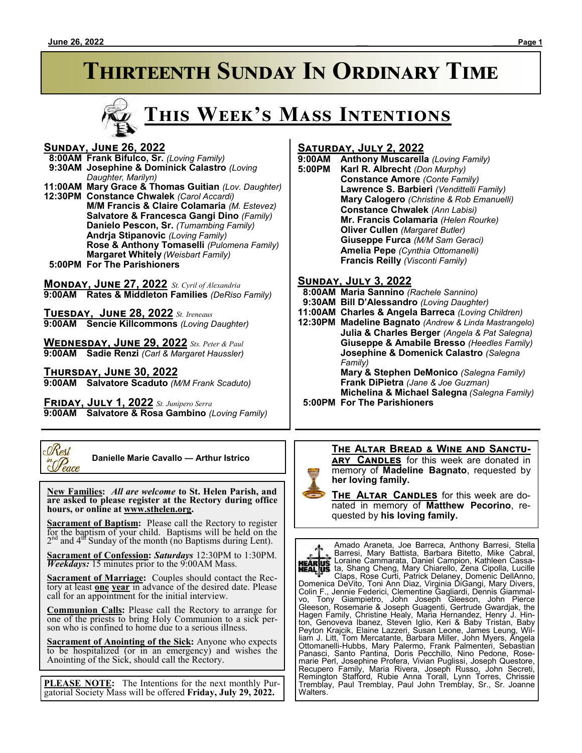# Thirteenth Sunday In Ordinary Time

## This Week's Mass Intentions

### Sunday, June 26, 2022

**8:00AM** **Frank Bifulco, Sr.** *(Loving Family)*
**9:30AM** **Josephine & Dominick Calastro** *(Loving Daughter, Marilyn)*
**11:00AM** **Mary Grace & Thomas Guitian** *(Lov. Daughter)*
**12:30PM** **Constance Chwalek** *(Carol Accardi)*
**M/M Francis & Claire Colamaria** *(M. Estevez)*
**Salvatore & Francesca Gangi Dino** *(Family)*
**Danielo Pescon, Sr.** *(Tumambing Family)*
**Andrja Stipanovic** *(Loving Family)*
**Rose & Anthony Tomaselli** *(Pulomena Family)*
**Margaret Whitely** *(Weisbart Family)*
**5:00PM** **For The Parishioners**

### Monday, June 27, 2022 *St. Cyril of Alexandria*

**9:00AM** **Rates & Middleton Families** *(DeRiso Family)*

### Tuesday, June 28, 2022 *St. Ireneaus*

**9:00AM** **Sencie Killcommons** *(Loving Daughter)*

### Wednesday, June 29, 2022 *Sts. Peter & Paul*

**9:00AM** **Sadie Renzi** *(Carl & Margaret Haussler)*

### Thursday, June 30, 2022

**9:00AM** **Salvatore Scaduto** *(M/M Frank Scaduto)*

### Friday, July 1, 2022 *St. Junipero Serra*

**9:00AM** **Salvatore & Rosa Gambino** *(Loving Family)*

### Saturday, July 2, 2022

**9:00AM** **Anthony Muscarella** *(Loving Family)*
**5:00PM** **Karl R. Albrecht** *(Don Murphy)*
**Constance Amore** *(Conte Family)*
**Lawrence S. Barbieri** *(Vendittelli Family)*
**Mary Calogero** *(Christine & Rob Emanuelli)*
**Constance Chwalek** *(Ann Labisi)*
**Mr. Francis Colamaria** *(Helen Rourke)*
**Oliver Cullen** *(Margaret Butler)*
**Giuseppe Furca** *(M/M Sam Geraci)*
**Amelia Pepe** *(Cynthia Ottomanelli)*
**Francis Reilly** *(Visconti Family)*

### Sunday, July 3, 2022

**8:00AM** **Maria Sannino** *(Rachele Sannino)*
**9:30AM** **Bill D'Alessandro** *(Loving Daughter)*
**11:00AM** **Charles & Angela Barreca** *(Loving Children)*
**12:30PM** **Madeline Bagnato** *(Andrew & Linda Mastrangelo)*
**Julia & Charles Berger** *(Angela & Pat Salegna)*
**Giuseppe & Amabile Bresso** *(Heedles Family)*
**Josephine & Domenick Calastro** *(Salegna Family)*
**Mary & Stephen DeMonico** *(Salegna Family)*
**Frank DiPietra** *(Jane & Joe Guzman)*
**Michelina & Michael Salegna** *(Salegna Family)*
**5:00PM** **For The Parishioners**

---

*Rest in Peace*

**Danielle Marie Cavallo — Arthur Istrico**

---

**The Altar Bread & Wine and Sanctuary Candles** for this week are donated in memory of **Madeline Bagnato**, requested by **her loving family.**

**The Altar Candles** for this week are donated in memory of **Matthew Pecorino**, requested by **his loving family.**

---

**New Families:** ***All are welcome*** **to St. Helen Parish, and are asked to please register at the Rectory during office hours, or online at www.sthelen.org.**

**Sacrament of Baptism:** Please call the Rectory to register for the baptism of your child. Baptisms will be held on the 2nd and 4th Sunday of the month (no Baptisms during Lent).

**Sacrament of Confession:** ***Saturdays*** 12:30PM to 1:30PM. ***Weekdays:*** 15 minutes prior to the 9:00AM Mass.

**Sacrament of Marriage:** Couples should contact the Rectory at least **one year** in advance of the desired date. Please call for an appointment for the initial interview.

**Communion Calls:** Please call the Rectory to arrange for one of the priests to bring Holy Communion to a sick person who is confined to home due to a serious illness.

**Sacrament of Anointing of the Sick:** Anyone who expects to be hospitalized (or in an emergency) and wishes the Anointing of the Sick, should call the Rectory.

---

**PLEASE NOTE:** The Intentions for the next monthly Purgatorial Society Mass will be offered **Friday, July 29, 2022.**

---

HEAR US HEAL US

Amado Araneta, Joe Barreca, Anthony Barresi, Stella Barresi, Mary Battista, Barbara Bitetto, Mike Cabral, Loraine Cammarata, Daniel Campion, Kathleen Cassata, Shang Cheng, Mary Chiarello, Zena Cipolla, Lucille Claps, Rose Curti, Patrick Delaney, Domenic DellAnno, Domenica DeVito, Toni Ann Diaz, Virginia DiGangi, Mary Divers, Colin F., Jennie Federici, Clementine Gagliardi, Dennis Giammalvo, Tony Giampietro, John Joseph Gleeson, John Pierce Gleeson, Rosemarie & Joseph Guagenti, Gertrude Gwardjak, the Hagen Family, Christine Healy, Maria Hernandez, Henry J. Hinton, Genoveva Ibanez, Steven Iglio, Keri & Baby Tristan, Baby Peyton Krajcik, Elaine Lazzeri, Susan Leone, James Leung, William J. Litt, Tom Mercatante, Barbara Miller, John Myers, Angela Ottomanelli-Hubbs, Mary Palermo, Frank Palmenteri, Sebastian Panasci, Santo Pantina, Doris Pecchillo, Nino Pedone, Rosemarie Perl, Josephine Profera, Vivian Puglissi, Joseph Questore, Recupero Family, Maria Rivera, Joseph Russo, John Secreti, Remington Stafford, Rubie Anna Torall, Lynn Torres, Chrissie Tremblay, Paul Tremblay, Paul John Tremblay, Sr., Sr. Joanne Walters.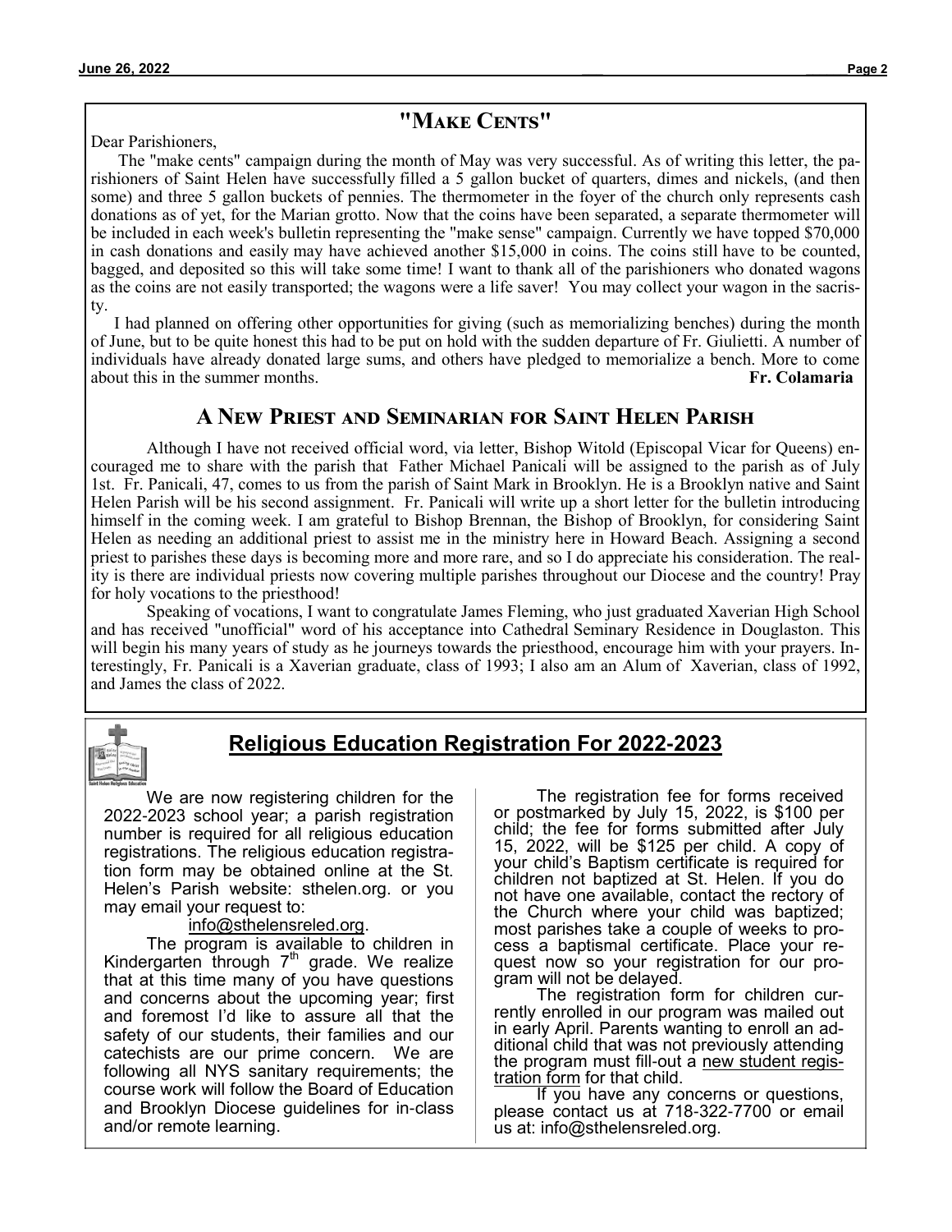## "Make Cents"

Dear Parishioners,

The "make cents" campaign during the month of May was very successful. As of writing this letter, the parishioners of Saint Helen have successfully filled a 5 gallon bucket of quarters, dimes and nickels, (and then some) and three 5 gallon buckets of pennies. The thermometer in the foyer of the church only represents cash donations as of yet, for the Marian grotto. Now that the coins have been separated, a separate thermometer will be included in each week's bulletin representing the "make sense" campaign. Currently we have topped $70,000 in cash donations and easily may have achieved another $15,000 in coins. The coins still have to be counted, bagged, and deposited so this will take some time! I want to thank all of the parishioners who donated wagons as the coins are not easily transported; the wagons were a life saver! You may collect your wagon in the sacristy.

I had planned on offering other opportunities for giving (such as memorializing benches) during the month of June, but to be quite honest this had to be put on hold with the sudden departure of Fr. Giulietti. A number of individuals have already donated large sums, and others have pledged to memorialize a bench. More to come about this in the summer months.

**Fr. Colamaria**

## A New Priest and Seminarian for Saint Helen Parish

Although I have not received official word, via letter, Bishop Witold (Episcopal Vicar for Queens) encouraged me to share with the parish that Father Michael Panicali will be assigned to the parish as of July 1st. Fr. Panicali, 47, comes to us from the parish of Saint Mark in Brooklyn. He is a Brooklyn native and Saint Helen Parish will be his second assignment. Fr. Panicali will write up a short letter for the bulletin introducing himself in the coming week. I am grateful to Bishop Brennan, the Bishop of Brooklyn, for considering Saint Helen as needing an additional priest to assist me in the ministry here in Howard Beach. Assigning a second priest to parishes these days is becoming more and more rare, and so I do appreciate his consideration. The reality is there are individual priests now covering multiple parishes throughout our Diocese and the country! Pray for holy vocations to the priesthood!

Speaking of vocations, I want to congratulate James Fleming, who just graduated Xaverian High School and has received "unofficial" word of his acceptance into Cathedral Seminary Residence in Douglaston. This will begin his many years of study as he journeys towards the priesthood, encourage him with your prayers. Interestingly, Fr. Panicali is a Xaverian graduate, class of 1993; I also am an Alum of Xaverian, class of 1992, and James the class of 2022.

## Religious Education Registration For 2022-2023

We are now registering children for the 2022-2023 school year; a parish registration number is required for all religious education registrations. The religious education registration form may be obtained online at the St. Helen's Parish website: sthelen.org. or you may email your request to:

info@sthelensreled.org.

The program is available to children in Kindergarten through 7th grade. We realize that at this time many of you have questions and concerns about the upcoming year; first and foremost I'd like to assure all that the safety of our students, their families and our catechists are our prime concern. We are following all NYS sanitary requirements; the course work will follow the Board of Education and Brooklyn Diocese guidelines for in-class and/or remote learning.

The registration fee for forms received or postmarked by July 15, 2022, is $100 per child; the fee for forms submitted after July 15, 2022, will be $125 per child. A copy of your child's Baptism certificate is required for children not baptized at St. Helen. If you do not have one available, contact the rectory of the Church where your child was baptized; most parishes take a couple of weeks to process a baptismal certificate. Place your request now so your registration for our program will not be delayed.

The registration form for children currently enrolled in our program was mailed out in early April. Parents wanting to enroll an additional child that was not previously attending the program must fill-out a new student registration form for that child.

If you have any concerns or questions, please contact us at 718-322-7700 or email us at: info@sthelensreled.org.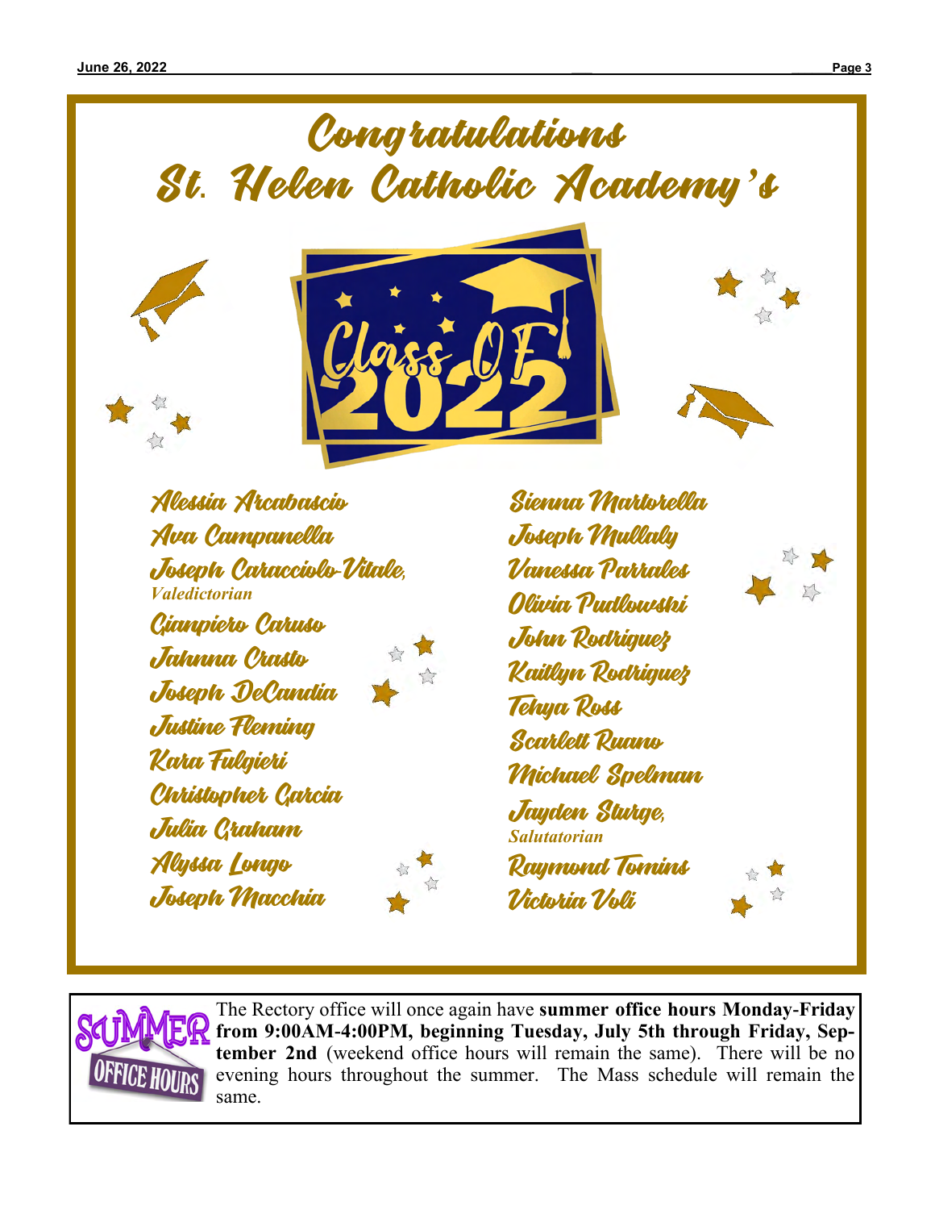# Congratulations St. Helen Catholic Academy's

## Class OF 2022

Alessia Arcabascio
Ava Campanella
Joseph Caracciolo-Vitale, *Valedictorian*
Gianpiero Caruso
Jahnna Crasto
Joseph DeCandia
Justine Fleming
Kara Fulgieri
Christopher Garcia
Julia Graham
Alyssa Longo
Joseph Macchia
Sienna Martorella
Joseph Mullaly
Vanessa Parrales
Olivia Pudlowski
John Rodriguez
Kaitlyn Rodriguez
Tehya Ross
Scarlett Ruano
Michael Spelman
Jayden Sturge, *Salutatorian*
Raymond Tomins
Victoria Voli

---

**SUMMER OFFICE HOURS**

The Rectory office will once again have **summer office hours Monday-Friday from 9:00AM-4:00PM, beginning Tuesday, July 5th through Friday, September 2nd** (weekend office hours will remain the same). There will be no evening hours throughout the summer. The Mass schedule will remain the same.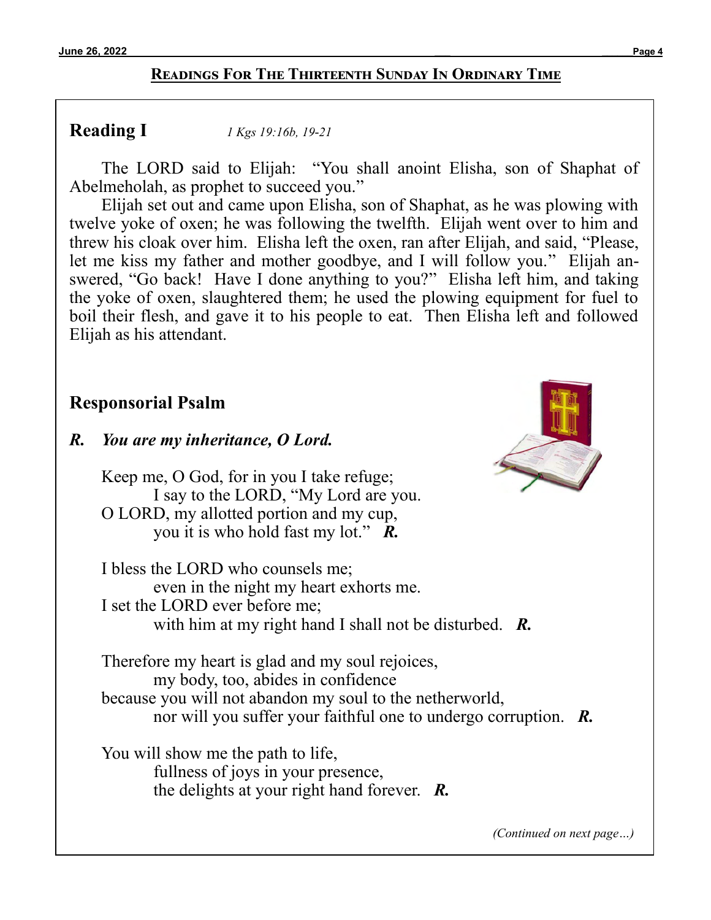## Readings For The Thirteenth Sunday In Ordinary Time

**Reading I** *1 Kgs 19:16b, 19-21*

The LORD said to Elijah: "You shall anoint Elisha, son of Shaphat of Abelmeholah, as prophet to succeed you."

Elijah set out and came upon Elisha, son of Shaphat, as he was plowing with twelve yoke of oxen; he was following the twelfth. Elijah went over to him and threw his cloak over him. Elisha left the oxen, ran after Elijah, and said, "Please, let me kiss my father and mother goodbye, and I will follow you." Elijah answered, "Go back! Have I done anything to you?" Elisha left him, and taking the yoke of oxen, slaughtered them; he used the plowing equipment for fuel to boil their flesh, and gave it to his people to eat. Then Elisha left and followed Elijah as his attendant.

**Responsorial Psalm**

***R. You are my inheritance, O Lord.***

Keep me, O God, for in you I take refuge;
  I say to the LORD, "My Lord are you.
O LORD, my allotted portion and my cup,
  you it is who hold fast my lot." ***R.***

I bless the LORD who counsels me;
  even in the night my heart exhorts me.
I set the LORD ever before me;
  with him at my right hand I shall not be disturbed. ***R.***

Therefore my heart is glad and my soul rejoices,
  my body, too, abides in confidence
because you will not abandon my soul to the netherworld,
  nor will you suffer your faithful one to undergo corruption. ***R.***

You will show me the path to life,
  fullness of joys in your presence,
  the delights at your right hand forever. ***R.***

*(Continued on next page…)*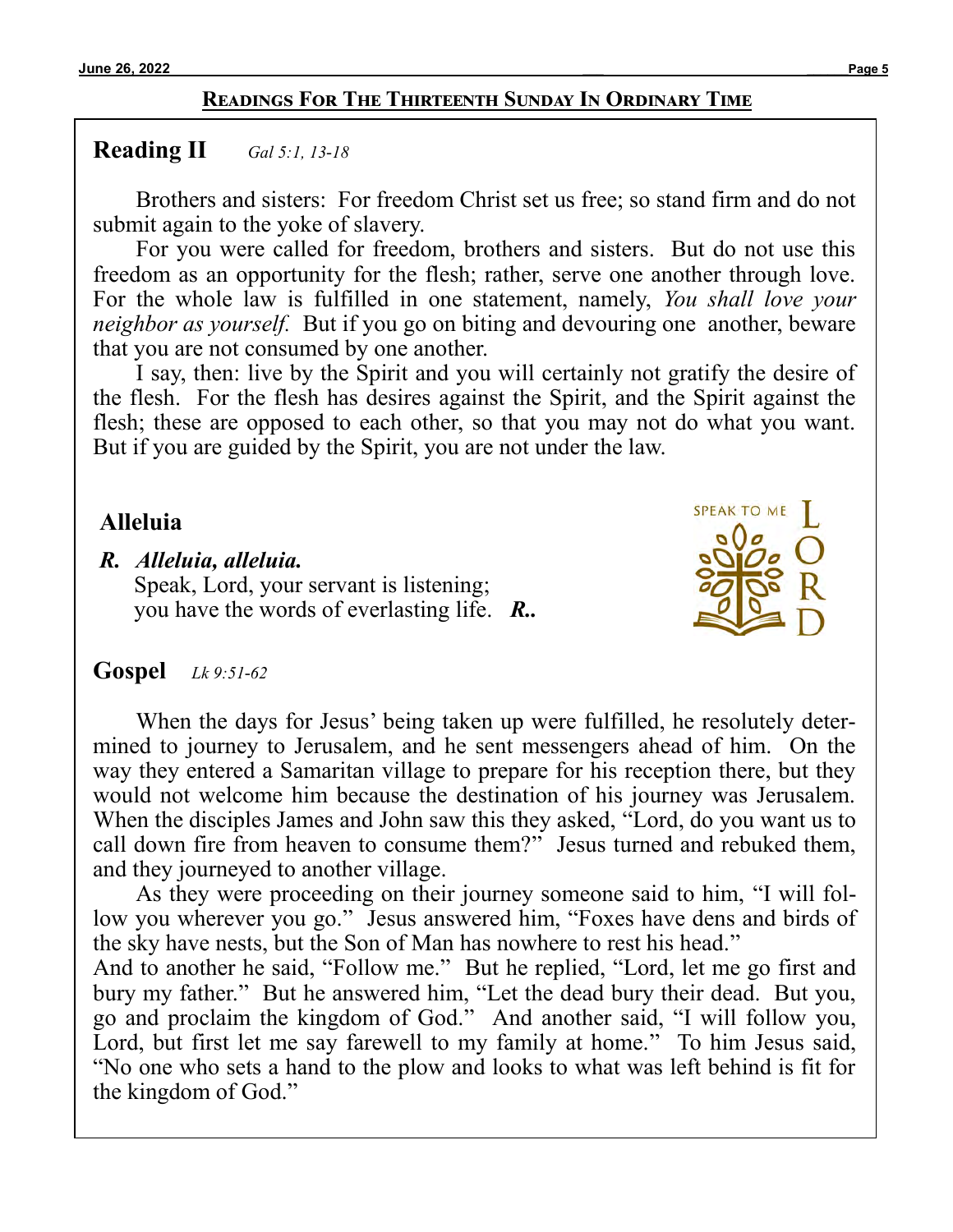## Readings For The Thirteenth Sunday In Ordinary Time

### Reading II *Gal 5:1, 13-18*

Brothers and sisters: For freedom Christ set us free; so stand firm and do not submit again to the yoke of slavery.

For you were called for freedom, brothers and sisters. But do not use this freedom as an opportunity for the flesh; rather, serve one another through love. For the whole law is fulfilled in one statement, namely, *You shall love your neighbor as yourself.* But if you go on biting and devouring one another, beware that you are not consumed by one another.

I say, then: live by the Spirit and you will certainly not gratify the desire of the flesh. For the flesh has desires against the Spirit, and the Spirit against the flesh; these are opposed to each other, so that you may not do what you want. But if you are guided by the Spirit, you are not under the law.

### Alleluia

***R. Alleluia, alleluia.***
Speak, Lord, your servant is listening;
you have the words of everlasting life. ***R..***

SPEAK TO ME LORD

### Gospel *Lk 9:51-62*

When the days for Jesus' being taken up were fulfilled, he resolutely determined to journey to Jerusalem, and he sent messengers ahead of him. On the way they entered a Samaritan village to prepare for his reception there, but they would not welcome him because the destination of his journey was Jerusalem. When the disciples James and John saw this they asked, "Lord, do you want us to call down fire from heaven to consume them?" Jesus turned and rebuked them, and they journeyed to another village.

As they were proceeding on their journey someone said to him, "I will follow you wherever you go." Jesus answered him, "Foxes have dens and birds of the sky have nests, but the Son of Man has nowhere to rest his head."
And to another he said, "Follow me." But he replied, "Lord, let me go first and bury my father." But he answered him, "Let the dead bury their dead. But you, go and proclaim the kingdom of God." And another said, "I will follow you, Lord, but first let me say farewell to my family at home." To him Jesus said, "No one who sets a hand to the plow and looks to what was left behind is fit for the kingdom of God."